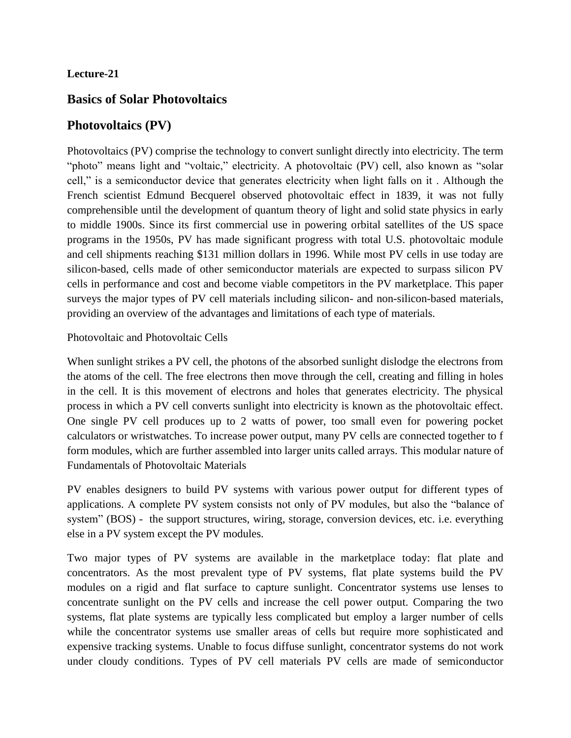**Lecture-21**

## Basics of Solar Photovoltaics

## Photovoltaics (PV)

Photovoltaics (PV) comprise the technology to convert sunlight directly into electricity. The term "photo" means light and "voltaic," electricity. A photovoltaic (PV) cell, also known as "solar cell," is a semiconductor device that generates electricity when light falls on it . Although the French scientist Edmund Becquerel observed photovoltaic effect in 1839, it was not fully comprehensible until the development of quantum theory of light and solid state physics in early to middle 1900s. Since its first commercial use in powering orbital satellites of the US space programs in the 1950s, PV has made significant progress with total U.S. photovoltaic module and cell shipments reaching $131 million dollars in 1996. While most PV cells in use today are silicon-based, cells made of other semiconductor materials are expected to surpass silicon PV cells in performance and cost and become viable competitors in the PV marketplace. This paper surveys the major types of PV cell materials including silicon- and non-silicon-based materials, providing an overview of the advantages and limitations of each type of materials.

Photovoltaic and Photovoltaic Cells

When sunlight strikes a PV cell, the photons of the absorbed sunlight dislodge the electrons from the atoms of the cell. The free electrons then move through the cell, creating and filling in holes in the cell. It is this movement of electrons and holes that generates electricity. The physical process in which a PV cell converts sunlight into electricity is known as the photovoltaic effect. One single PV cell produces up to 2 watts of power, too small even for powering pocket calculators or wristwatches. To increase power output, many PV cells are connected together to f form modules, which are further assembled into larger units called arrays. This modular nature of Fundamentals of Photovoltaic Materials

PV enables designers to build PV systems with various power output for different types of applications. A complete PV system consists not only of PV modules, but also the "balance of system" (BOS) - the support structures, wiring, storage, conversion devices, etc. i.e. everything else in a PV system except the PV modules.

Two major types of PV systems are available in the marketplace today: flat plate and concentrators. As the most prevalent type of PV systems, flat plate systems build the PV modules on a rigid and flat surface to capture sunlight. Concentrator systems use lenses to concentrate sunlight on the PV cells and increase the cell power output. Comparing the two systems, flat plate systems are typically less complicated but employ a larger number of cells while the concentrator systems use smaller areas of cells but require more sophisticated and expensive tracking systems. Unable to focus diffuse sunlight, concentrator systems do not work under cloudy conditions. Types of PV cell materials PV cells are made of semiconductor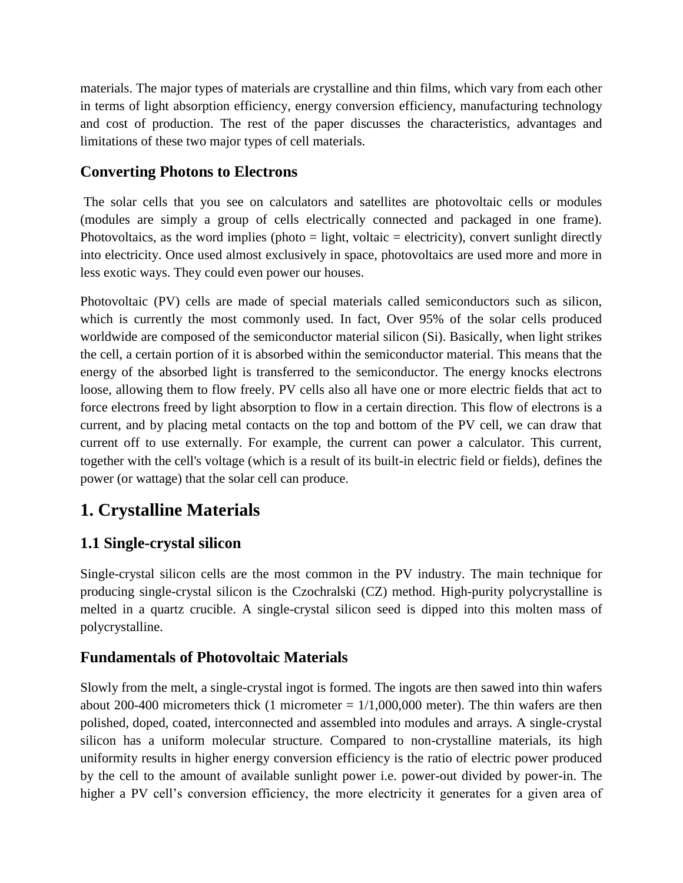materials. The major types of materials are crystalline and thin films, which vary from each other in terms of light absorption efficiency, energy conversion efficiency, manufacturing technology and cost of production. The rest of the paper discusses the characteristics, advantages and limitations of these two major types of cell materials.

### Converting Photons to Electrons

The solar cells that you see on calculators and satellites are photovoltaic cells or modules (modules are simply a group of cells electrically connected and packaged in one frame). Photovoltaics, as the word implies (photo = light, voltaic = electricity), convert sunlight directly into electricity. Once used almost exclusively in space, photovoltaics are used more and more in less exotic ways. They could even power our houses.

Photovoltaic (PV) cells are made of special materials called semiconductors such as silicon, which is currently the most commonly used. In fact, Over 95% of the solar cells produced worldwide are composed of the semiconductor material silicon (Si). Basically, when light strikes the cell, a certain portion of it is absorbed within the semiconductor material. This means that the energy of the absorbed light is transferred to the semiconductor. The energy knocks electrons loose, allowing them to flow freely. PV cells also all have one or more electric fields that act to force electrons freed by light absorption to flow in a certain direction. This flow of electrons is a current, and by placing metal contacts on the top and bottom of the PV cell, we can draw that current off to use externally. For example, the current can power a calculator. This current, together with the cell's voltage (which is a result of its built-in electric field or fields), defines the power (or wattage) that the solar cell can produce.

## 1. Crystalline Materials

### 1.1 Single-crystal silicon

Single-crystal silicon cells are the most common in the PV industry. The main technique for producing single-crystal silicon is the Czochralski (CZ) method. High-purity polycrystalline is melted in a quartz crucible. A single-crystal silicon seed is dipped into this molten mass of polycrystalline.

### Fundamentals of Photovoltaic Materials

Slowly from the melt, a single-crystal ingot is formed. The ingots are then sawed into thin wafers about 200-400 micrometers thick (1 micrometer = 1/1,000,000 meter). The thin wafers are then polished, doped, coated, interconnected and assembled into modules and arrays. A single-crystal silicon has a uniform molecular structure. Compared to non-crystalline materials, its high uniformity results in higher energy conversion efficiency is the ratio of electric power produced by the cell to the amount of available sunlight power i.e. power-out divided by power-in. The higher a PV cell's conversion efficiency, the more electricity it generates for a given area of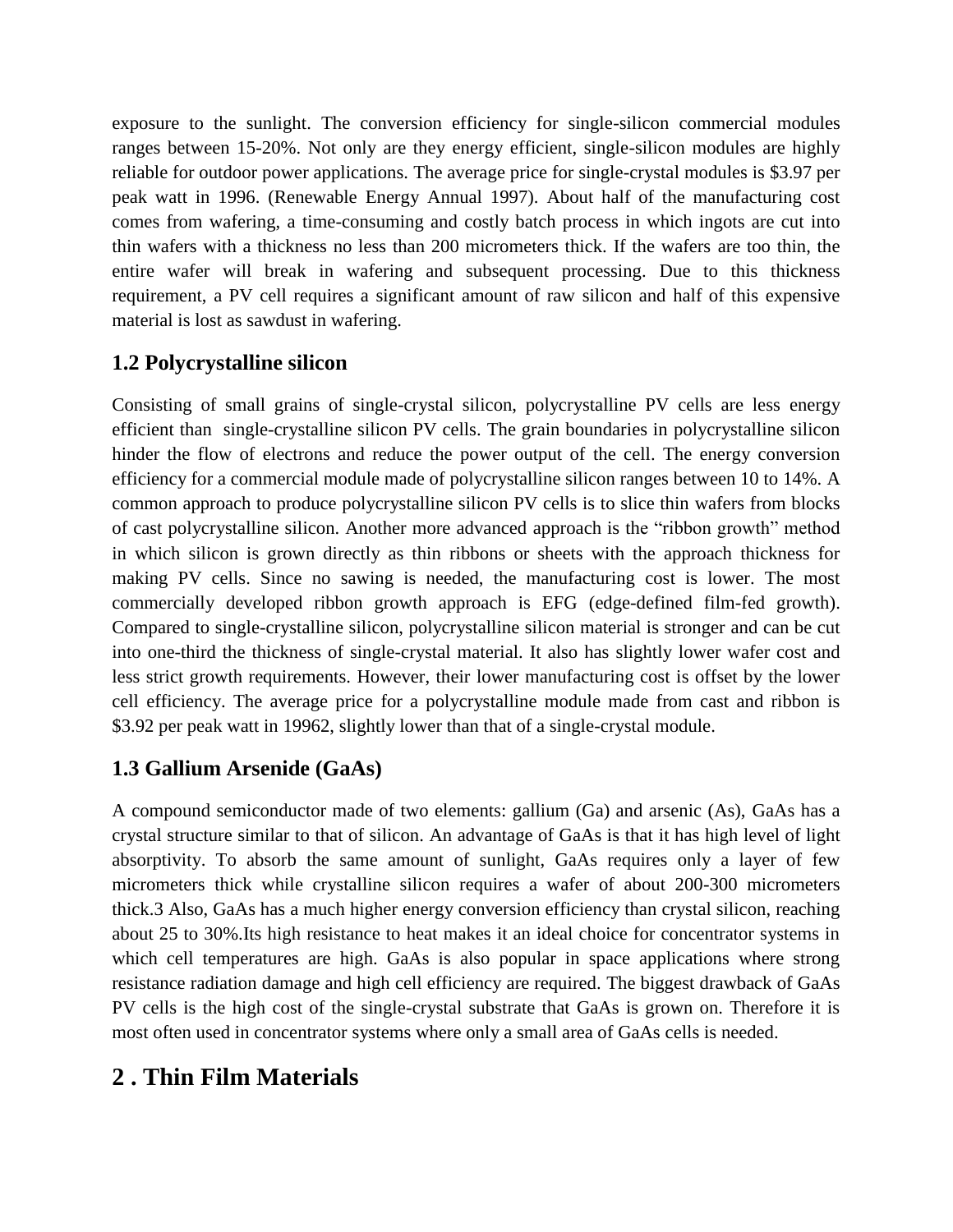exposure to the sunlight. The conversion efficiency for single-silicon commercial modules ranges between 15-20%. Not only are they energy efficient, single-silicon modules are highly reliable for outdoor power applications. The average price for single-crystal modules is $3.97 per peak watt in 1996. (Renewable Energy Annual 1997). About half of the manufacturing cost comes from wafering, a time-consuming and costly batch process in which ingots are cut into thin wafers with a thickness no less than 200 micrometers thick. If the wafers are too thin, the entire wafer will break in wafering and subsequent processing. Due to this thickness requirement, a PV cell requires a significant amount of raw silicon and half of this expensive material is lost as sawdust in wafering.

### 1.2 Polycrystalline silicon

Consisting of small grains of single-crystal silicon, polycrystalline PV cells are less energy efficient than single-crystalline silicon PV cells. The grain boundaries in polycrystalline silicon hinder the flow of electrons and reduce the power output of the cell. The energy conversion efficiency for a commercial module made of polycrystalline silicon ranges between 10 to 14%. A common approach to produce polycrystalline silicon PV cells is to slice thin wafers from blocks of cast polycrystalline silicon. Another more advanced approach is the "ribbon growth" method in which silicon is grown directly as thin ribbons or sheets with the approach thickness for making PV cells. Since no sawing is needed, the manufacturing cost is lower. The most commercially developed ribbon growth approach is EFG (edge-defined film-fed growth). Compared to single-crystalline silicon, polycrystalline silicon material is stronger and can be cut into one-third the thickness of single-crystal material. It also has slightly lower wafer cost and less strict growth requirements. However, their lower manufacturing cost is offset by the lower cell efficiency. The average price for a polycrystalline module made from cast and ribbon is $3.92 per peak watt in 19962, slightly lower than that of a single-crystal module.

### 1.3 Gallium Arsenide (GaAs)

A compound semiconductor made of two elements: gallium (Ga) and arsenic (As), GaAs has a crystal structure similar to that of silicon. An advantage of GaAs is that it has high level of light absorptivity. To absorb the same amount of sunlight, GaAs requires only a layer of few micrometers thick while crystalline silicon requires a wafer of about 200-300 micrometers thick.3 Also, GaAs has a much higher energy conversion efficiency than crystal silicon, reaching about 25 to 30%.Its high resistance to heat makes it an ideal choice for concentrator systems in which cell temperatures are high. GaAs is also popular in space applications where strong resistance radiation damage and high cell efficiency are required. The biggest drawback of GaAs PV cells is the high cost of the single-crystal substrate that GaAs is grown on. Therefore it is most often used in concentrator systems where only a small area of GaAs cells is needed.

## 2 . Thin Film Materials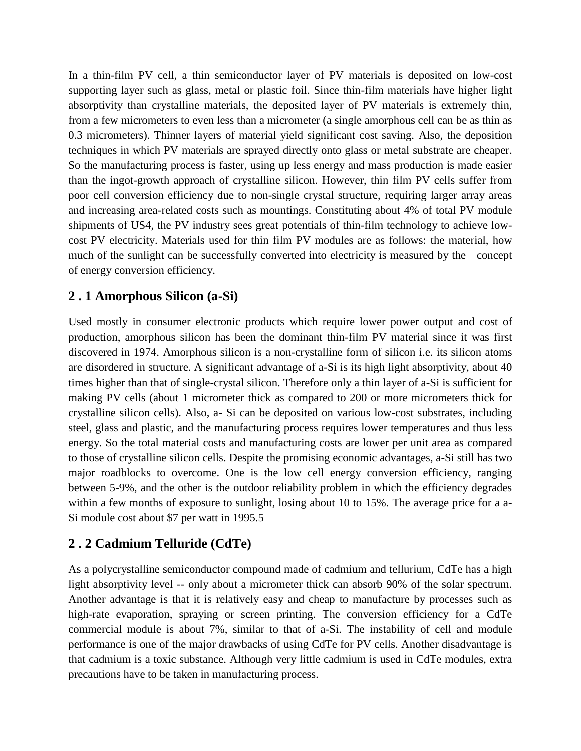In a thin-film PV cell, a thin semiconductor layer of PV materials is deposited on low-cost supporting layer such as glass, metal or plastic foil. Since thin-film materials have higher light absorptivity than crystalline materials, the deposited layer of PV materials is extremely thin, from a few micrometers to even less than a micrometer (a single amorphous cell can be as thin as 0.3 micrometers). Thinner layers of material yield significant cost saving. Also, the deposition techniques in which PV materials are sprayed directly onto glass or metal substrate are cheaper. So the manufacturing process is faster, using up less energy and mass production is made easier than the ingot-growth approach of crystalline silicon. However, thin film PV cells suffer from poor cell conversion efficiency due to non-single crystal structure, requiring larger array areas and increasing area-related costs such as mountings. Constituting about 4% of total PV module shipments of US4, the PV industry sees great potentials of thin-film technology to achieve low-cost PV electricity. Materials used for thin film PV modules are as follows: the material, how much of the sunlight can be successfully converted into electricity is measured by the concept of energy conversion efficiency.

## 2 . 1 Amorphous Silicon (a-Si)

Used mostly in consumer electronic products which require lower power output and cost of production, amorphous silicon has been the dominant thin-film PV material since it was first discovered in 1974. Amorphous silicon is a non-crystalline form of silicon i.e. its silicon atoms are disordered in structure. A significant advantage of a-Si is its high light absorptivity, about 40 times higher than that of single-crystal silicon. Therefore only a thin layer of a-Si is sufficient for making PV cells (about 1 micrometer thick as compared to 200 or more micrometers thick for crystalline silicon cells). Also, a- Si can be deposited on various low-cost substrates, including steel, glass and plastic, and the manufacturing process requires lower temperatures and thus less energy. So the total material costs and manufacturing costs are lower per unit area as compared to those of crystalline silicon cells. Despite the promising economic advantages, a-Si still has two major roadblocks to overcome. One is the low cell energy conversion efficiency, ranging between 5-9%, and the other is the outdoor reliability problem in which the efficiency degrades within a few months of exposure to sunlight, losing about 10 to 15%. The average price for a a-Si module cost about $7 per watt in 1995.5

## 2 . 2 Cadmium Telluride (CdTe)

As a polycrystalline semiconductor compound made of cadmium and tellurium, CdTe has a high light absorptivity level -- only about a micrometer thick can absorb 90% of the solar spectrum. Another advantage is that it is relatively easy and cheap to manufacture by processes such as high-rate evaporation, spraying or screen printing. The conversion efficiency for a CdTe commercial module is about 7%, similar to that of a-Si. The instability of cell and module performance is one of the major drawbacks of using CdTe for PV cells. Another disadvantage is that cadmium is a toxic substance. Although very little cadmium is used in CdTe modules, extra precautions have to be taken in manufacturing process.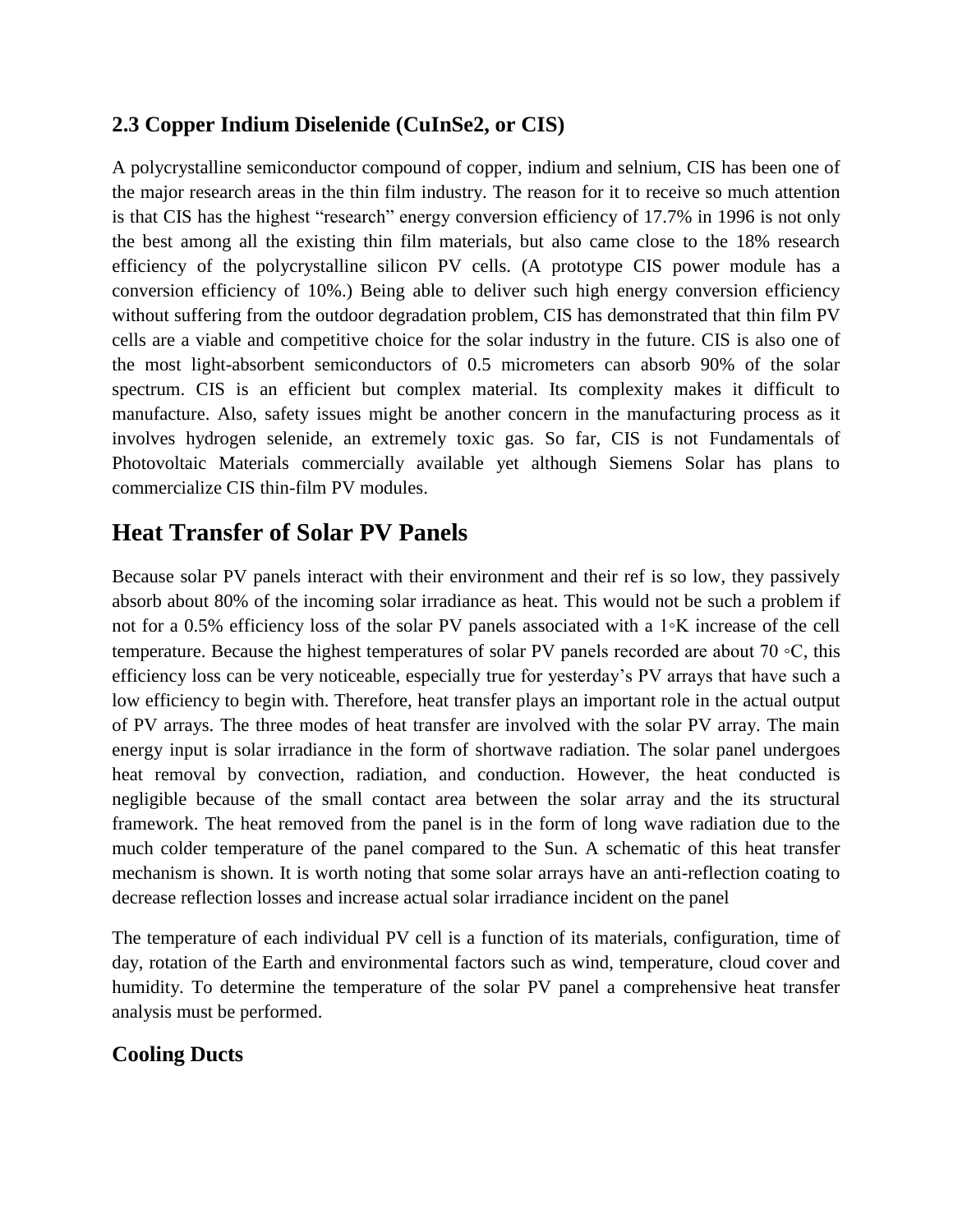### 2.3 Copper Indium Diselenide (CuInSe2, or CIS)

A polycrystalline semiconductor compound of copper, indium and selnium, CIS has been one of the major research areas in the thin film industry. The reason for it to receive so much attention is that CIS has the highest “research” energy conversion efficiency of 17.7% in 1996 is not only the best among all the existing thin film materials, but also came close to the 18% research efficiency of the polycrystalline silicon PV cells. (A prototype CIS power module has a conversion efficiency of 10%.) Being able to deliver such high energy conversion efficiency without suffering from the outdoor degradation problem, CIS has demonstrated that thin film PV cells are a viable and competitive choice for the solar industry in the future. CIS is also one of the most light-absorbent semiconductors of 0.5 micrometers can absorb 90% of the solar spectrum. CIS is an efficient but complex material. Its complexity makes it difficult to manufacture. Also, safety issues might be another concern in the manufacturing process as it involves hydrogen selenide, an extremely toxic gas. So far, CIS is not Fundamentals of Photovoltaic Materials commercially available yet although Siemens Solar has plans to commercialize CIS thin-film PV modules.

## Heat Transfer of Solar PV Panels

Because solar PV panels interact with their environment and their ref is so low, they passively absorb about 80% of the incoming solar irradiance as heat. This would not be such a problem if not for a 0.5% efficiency loss of the solar PV panels associated with a 1◦K increase of the cell temperature. Because the highest temperatures of solar PV panels recorded are about 70 ◦C, this efficiency loss can be very noticeable, especially true for yesterday’s PV arrays that have such a low efficiency to begin with. Therefore, heat transfer plays an important role in the actual output of PV arrays. The three modes of heat transfer are involved with the solar PV array. The main energy input is solar irradiance in the form of shortwave radiation. The solar panel undergoes heat removal by convection, radiation, and conduction. However, the heat conducted is negligible because of the small contact area between the solar array and the its structural framework. The heat removed from the panel is in the form of long wave radiation due to the much colder temperature of the panel compared to the Sun. A schematic of this heat transfer mechanism is shown. It is worth noting that some solar arrays have an anti-reflection coating to decrease reflection losses and increase actual solar irradiance incident on the panel

The temperature of each individual PV cell is a function of its materials, configuration, time of day, rotation of the Earth and environmental factors such as wind, temperature, cloud cover and humidity. To determine the temperature of the solar PV panel a comprehensive heat transfer analysis must be performed.

### Cooling Ducts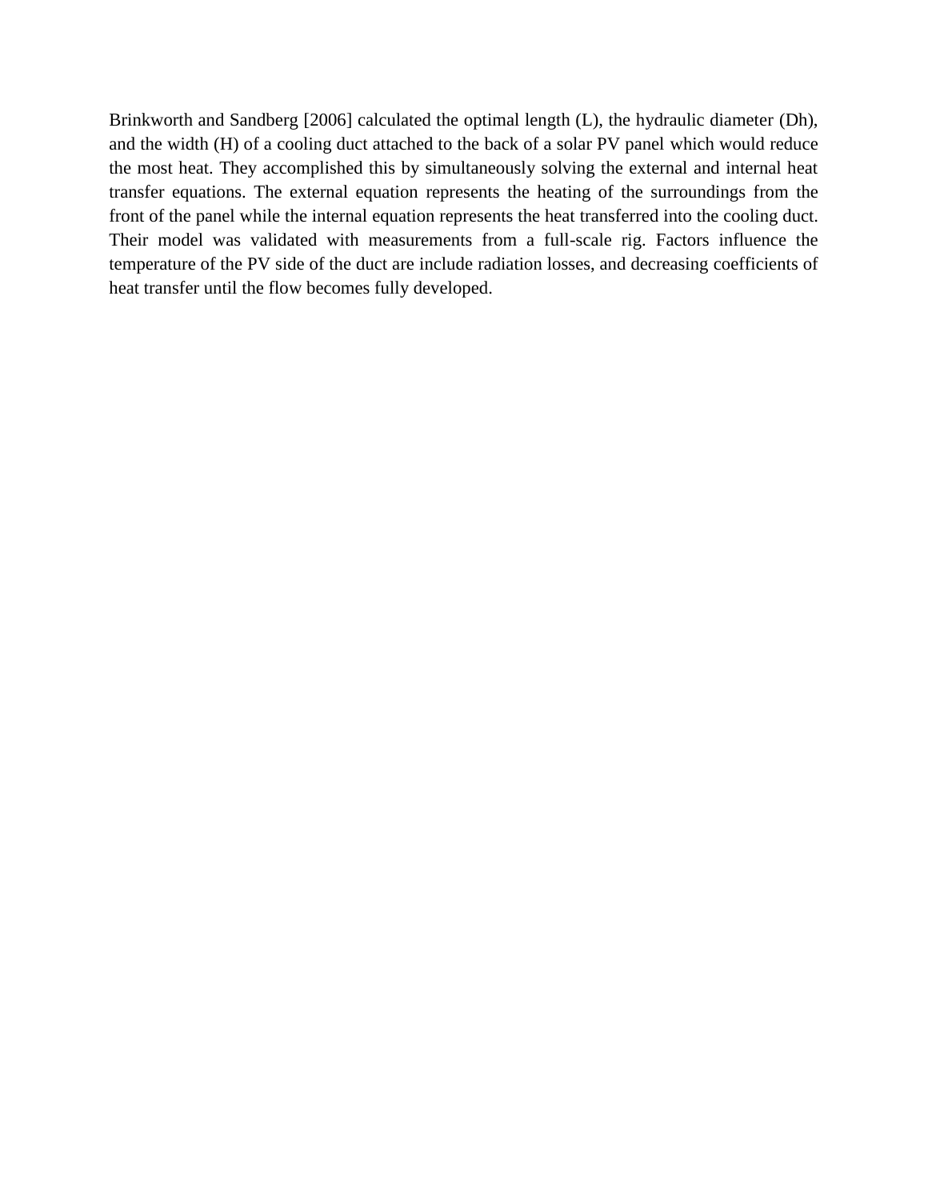Brinkworth and Sandberg [2006] calculated the optimal length (L), the hydraulic diameter (Dh), and the width (H) of a cooling duct attached to the back of a solar PV panel which would reduce the most heat. They accomplished this by simultaneously solving the external and internal heat transfer equations. The external equation represents the heating of the surroundings from the front of the panel while the internal equation represents the heat transferred into the cooling duct. Their model was validated with measurements from a full-scale rig. Factors influence the temperature of the PV side of the duct are include radiation losses, and decreasing coefficients of heat transfer until the flow becomes fully developed.